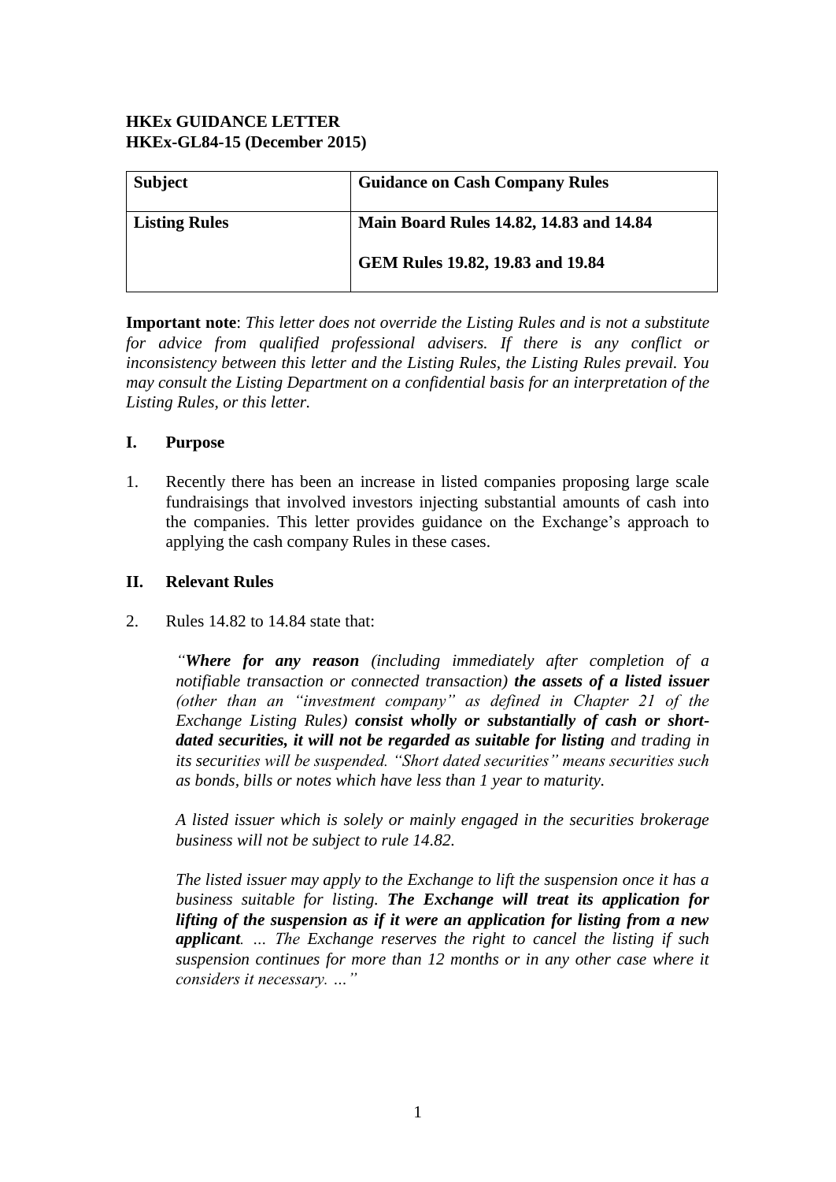**HKEx GUIDANCE LETTER**
**HKEx-GL84-15 (December 2015)**

| **Subject** | **Guidance on Cash Company Rules** |
|---|---|
| **Listing Rules** | **Main Board Rules 14.82, 14.83 and 14.84**<br><br>**GEM Rules 19.82, 19.83 and 19.84** |

**Important note**: *This letter does not override the Listing Rules and is not a substitute for advice from qualified professional advisers. If there is any conflict or inconsistency between this letter and the Listing Rules, the Listing Rules prevail. You may consult the Listing Department on a confidential basis for an interpretation of the Listing Rules, or this letter.*

## I. Purpose

1. Recently there has been an increase in listed companies proposing large scale fundraisings that involved investors injecting substantial amounts of cash into the companies. This letter provides guidance on the Exchange's approach to applying the cash company Rules in these cases.

## II. Relevant Rules

2. Rules 14.82 to 14.84 state that:

   *"**Where for any reason** (including immediately after completion of a notifiable transaction or connected transaction) **the assets of a listed issuer** (other than an "investment company" as defined in Chapter 21 of the Exchange Listing Rules) **consist wholly or substantially of cash or short-dated securities, it will not be regarded as suitable for listing** and trading in its securities will be suspended. "Short dated securities" means securities such as bonds, bills or notes which have less than 1 year to maturity.*

   *A listed issuer which is solely or mainly engaged in the securities brokerage business will not be subject to rule 14.82.*

   *The listed issuer may apply to the Exchange to lift the suspension once it has a business suitable for listing. **The Exchange will treat its application for lifting of the suspension as if it were an application for listing from a new applicant**. … The Exchange reserves the right to cancel the listing if such suspension continues for more than 12 months or in any other case where it considers it necessary. …"*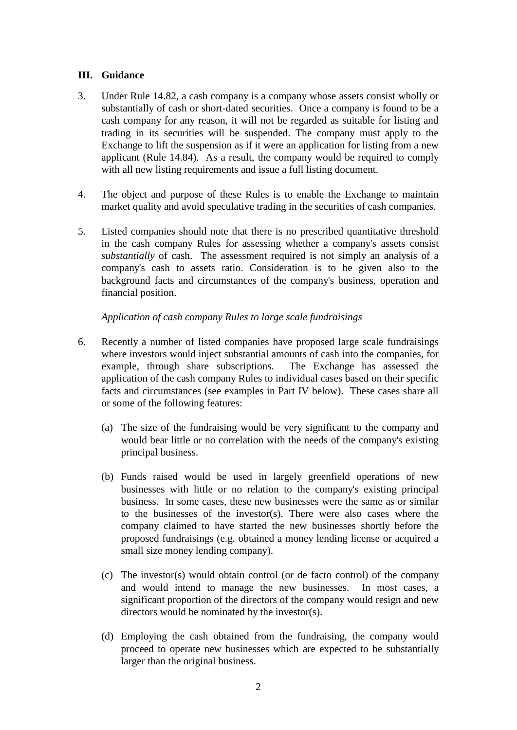## III. Guidance

3. Under Rule 14.82, a cash company is a company whose assets consist wholly or substantially of cash or short-dated securities. Once a company is found to be a cash company for any reason, it will not be regarded as suitable for listing and trading in its securities will be suspended. The company must apply to the Exchange to lift the suspension as if it were an application for listing from a new applicant (Rule 14.84). As a result, the company would be required to comply with all new listing requirements and issue a full listing document.

4. The object and purpose of these Rules is to enable the Exchange to maintain market quality and avoid speculative trading in the securities of cash companies.

5. Listed companies should note that there is no prescribed quantitative threshold in the cash company Rules for assessing whether a company's assets consist *substantially* of cash. The assessment required is not simply an analysis of a company's cash to assets ratio. Consideration is to be given also to the background facts and circumstances of the company's business, operation and financial position.

*Application of cash company Rules to large scale fundraisings*

6. Recently a number of listed companies have proposed large scale fundraisings where investors would inject substantial amounts of cash into the companies, for example, through share subscriptions. The Exchange has assessed the application of the cash company Rules to individual cases based on their specific facts and circumstances (see examples in Part IV below). These cases share all or some of the following features:

   (a) The size of the fundraising would be very significant to the company and would bear little or no correlation with the needs of the company's existing principal business.

   (b) Funds raised would be used in largely greenfield operations of new businesses with little or no relation to the company's existing principal business. In some cases, these new businesses were the same as or similar to the businesses of the investor(s). There were also cases where the company claimed to have started the new businesses shortly before the proposed fundraisings (e.g. obtained a money lending license or acquired a small size money lending company).

   (c) The investor(s) would obtain control (or de facto control) of the company and would intend to manage the new businesses. In most cases, a significant proportion of the directors of the company would resign and new directors would be nominated by the investor(s).

   (d) Employing the cash obtained from the fundraising, the company would proceed to operate new businesses which are expected to be substantially larger than the original business.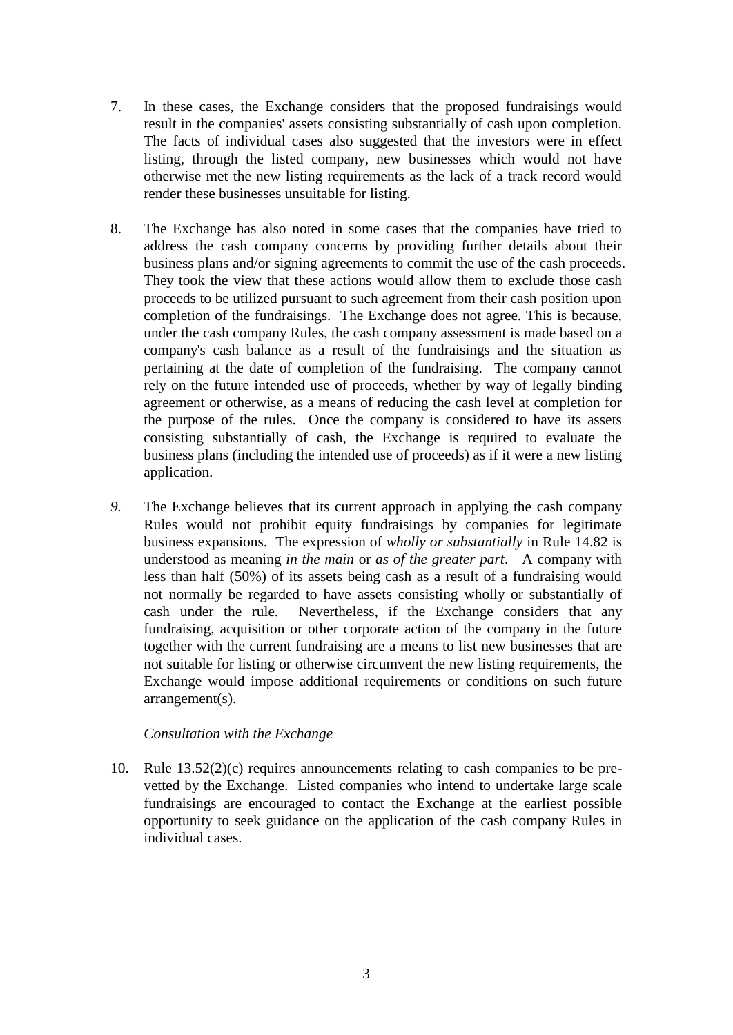7. In these cases, the Exchange considers that the proposed fundraisings would result in the companies' assets consisting substantially of cash upon completion. The facts of individual cases also suggested that the investors were in effect listing, through the listed company, new businesses which would not have otherwise met the new listing requirements as the lack of a track record would render these businesses unsuitable for listing.

8. The Exchange has also noted in some cases that the companies have tried to address the cash company concerns by providing further details about their business plans and/or signing agreements to commit the use of the cash proceeds. They took the view that these actions would allow them to exclude those cash proceeds to be utilized pursuant to such agreement from their cash position upon completion of the fundraisings. The Exchange does not agree. This is because, under the cash company Rules, the cash company assessment is made based on a company's cash balance as a result of the fundraisings and the situation as pertaining at the date of completion of the fundraising. The company cannot rely on the future intended use of proceeds, whether by way of legally binding agreement or otherwise, as a means of reducing the cash level at completion for the purpose of the rules. Once the company is considered to have its assets consisting substantially of cash, the Exchange is required to evaluate the business plans (including the intended use of proceeds) as if it were a new listing application.

*9.* The Exchange believes that its current approach in applying the cash company Rules would not prohibit equity fundraisings by companies for legitimate business expansions. The expression of *wholly or substantially* in Rule 14.82 is understood as meaning *in the main* or *as of the greater part*. A company with less than half (50%) of its assets being cash as a result of a fundraising would not normally be regarded to have assets consisting wholly or substantially of cash under the rule. Nevertheless, if the Exchange considers that any fundraising, acquisition or other corporate action of the company in the future together with the current fundraising are a means to list new businesses that are not suitable for listing or otherwise circumvent the new listing requirements, the Exchange would impose additional requirements or conditions on such future arrangement(s).

*Consultation with the Exchange*

10. Rule 13.52(2)(c) requires announcements relating to cash companies to be pre-vetted by the Exchange. Listed companies who intend to undertake large scale fundraisings are encouraged to contact the Exchange at the earliest possible opportunity to seek guidance on the application of the cash company Rules in individual cases.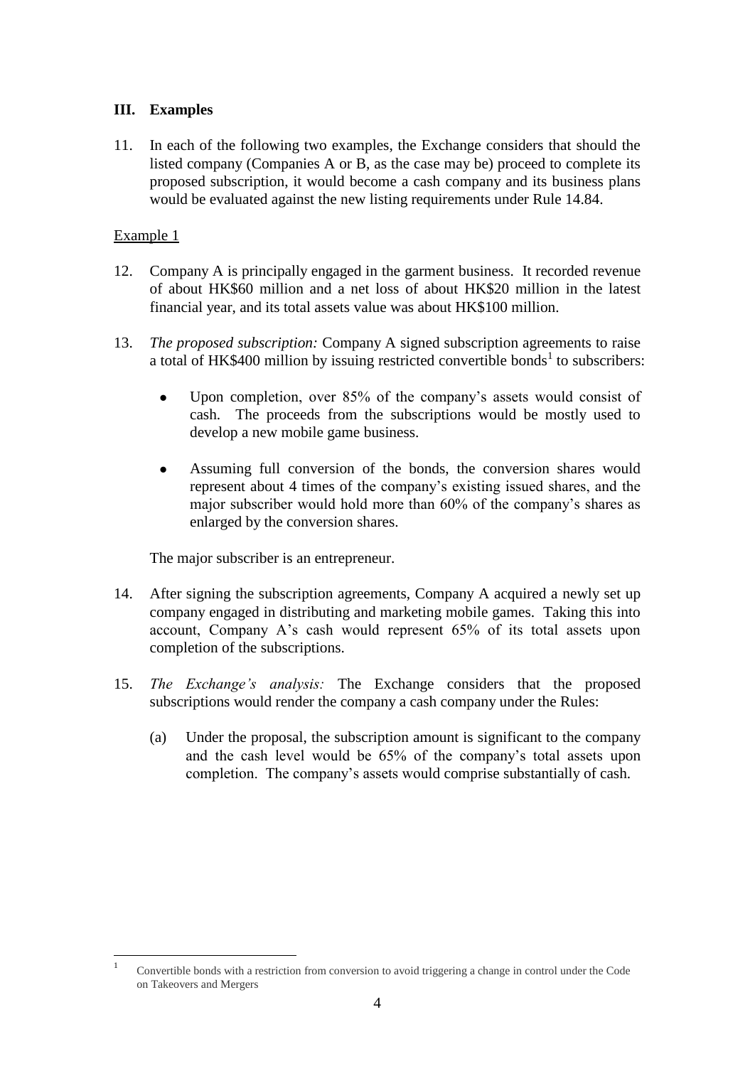## III. Examples

11. In each of the following two examples, the Exchange considers that should the listed company (Companies A or B, as the case may be) proceed to complete its proposed subscription, it would become a cash company and its business plans would be evaluated against the new listing requirements under Rule 14.84.

Example 1

12. Company A is principally engaged in the garment business. It recorded revenue of about HK$60 million and a net loss of about HK$20 million in the latest financial year, and its total assets value was about HK$100 million.

13. *The proposed subscription:* Company A signed subscription agreements to raise a total of HK$400 million by issuing restricted convertible bonds[1] to subscribers:

    - Upon completion, over 85% of the company's assets would consist of cash. The proceeds from the subscriptions would be mostly used to develop a new mobile game business.

    - Assuming full conversion of the bonds, the conversion shares would represent about 4 times of the company's existing issued shares, and the major subscriber would hold more than 60% of the company's shares as enlarged by the conversion shares.

    The major subscriber is an entrepreneur.

14. After signing the subscription agreements, Company A acquired a newly set up company engaged in distributing and marketing mobile games. Taking this into account, Company A's cash would represent 65% of its total assets upon completion of the subscriptions.

15. *The Exchange's analysis:* The Exchange considers that the proposed subscriptions would render the company a cash company under the Rules:

    (a) Under the proposal, the subscription amount is significant to the company and the cash level would be 65% of the company's total assets upon completion. The company's assets would comprise substantially of cash.

---

[1] Convertible bonds with a restriction from conversion to avoid triggering a change in control under the Code on Takeovers and Mergers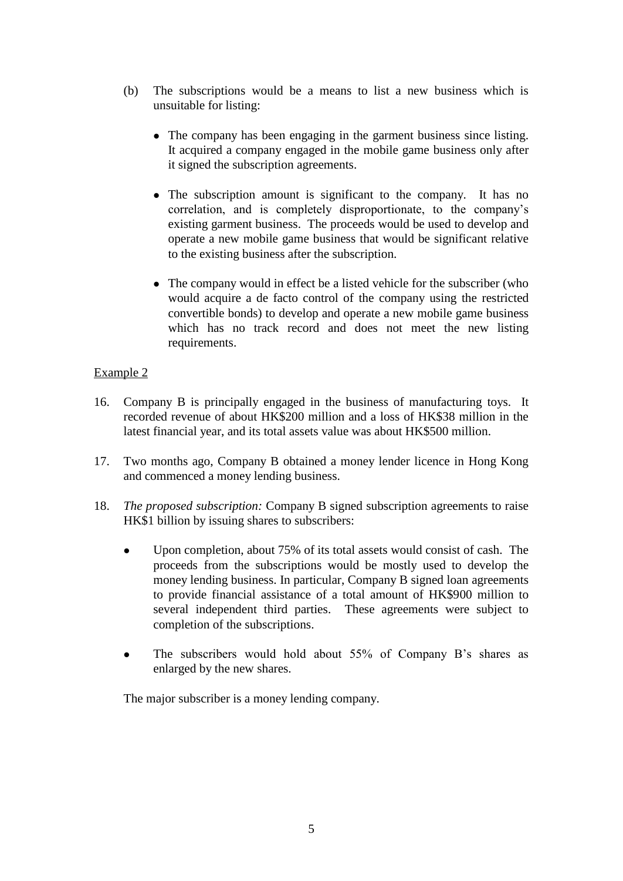(b) The subscriptions would be a means to list a new business which is unsuitable for listing:

- The company has been engaging in the garment business since listing. It acquired a company engaged in the mobile game business only after it signed the subscription agreements.

- The subscription amount is significant to the company. It has no correlation, and is completely disproportionate, to the company's existing garment business. The proceeds would be used to develop and operate a new mobile game business that would be significant relative to the existing business after the subscription.

- The company would in effect be a listed vehicle for the subscriber (who would acquire a de facto control of the company using the restricted convertible bonds) to develop and operate a new mobile game business which has no track record and does not meet the new listing requirements.

<u>Example 2</u>

16. Company B is principally engaged in the business of manufacturing toys. It recorded revenue of about HK$200 million and a loss of HK$38 million in the latest financial year, and its total assets value was about HK$500 million.

17. Two months ago, Company B obtained a money lender licence in Hong Kong and commenced a money lending business.

18. *The proposed subscription:* Company B signed subscription agreements to raise HK$1 billion by issuing shares to subscribers:

    - Upon completion, about 75% of its total assets would consist of cash. The proceeds from the subscriptions would be mostly used to develop the money lending business. In particular, Company B signed loan agreements to provide financial assistance of a total amount of HK$900 million to several independent third parties. These agreements were subject to completion of the subscriptions.

    - The subscribers would hold about 55% of Company B's shares as enlarged by the new shares.

    The major subscriber is a money lending company.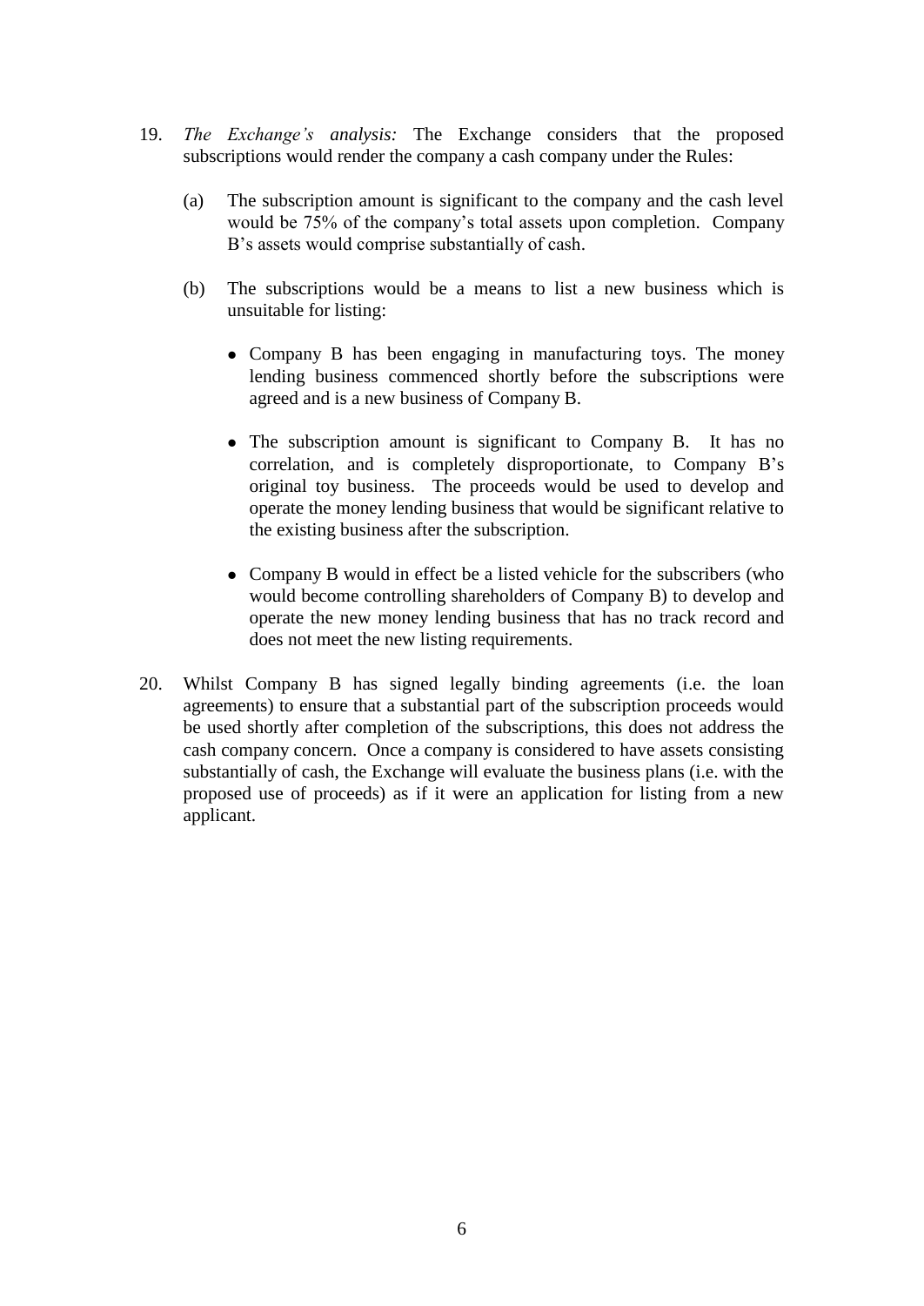19. *The Exchange's analysis:* The Exchange considers that the proposed subscriptions would render the company a cash company under the Rules:

    (a) The subscription amount is significant to the company and the cash level would be 75% of the company's total assets upon completion. Company B's assets would comprise substantially of cash.

    (b) The subscriptions would be a means to list a new business which is unsuitable for listing:

    - Company B has been engaging in manufacturing toys. The money lending business commenced shortly before the subscriptions were agreed and is a new business of Company B.

    - The subscription amount is significant to Company B. It has no correlation, and is completely disproportionate, to Company B's original toy business. The proceeds would be used to develop and operate the money lending business that would be significant relative to the existing business after the subscription.

    - Company B would in effect be a listed vehicle for the subscribers (who would become controlling shareholders of Company B) to develop and operate the new money lending business that has no track record and does not meet the new listing requirements.

20. Whilst Company B has signed legally binding agreements (i.e. the loan agreements) to ensure that a substantial part of the subscription proceeds would be used shortly after completion of the subscriptions, this does not address the cash company concern. Once a company is considered to have assets consisting substantially of cash, the Exchange will evaluate the business plans (i.e. with the proposed use of proceeds) as if it were an application for listing from a new applicant.